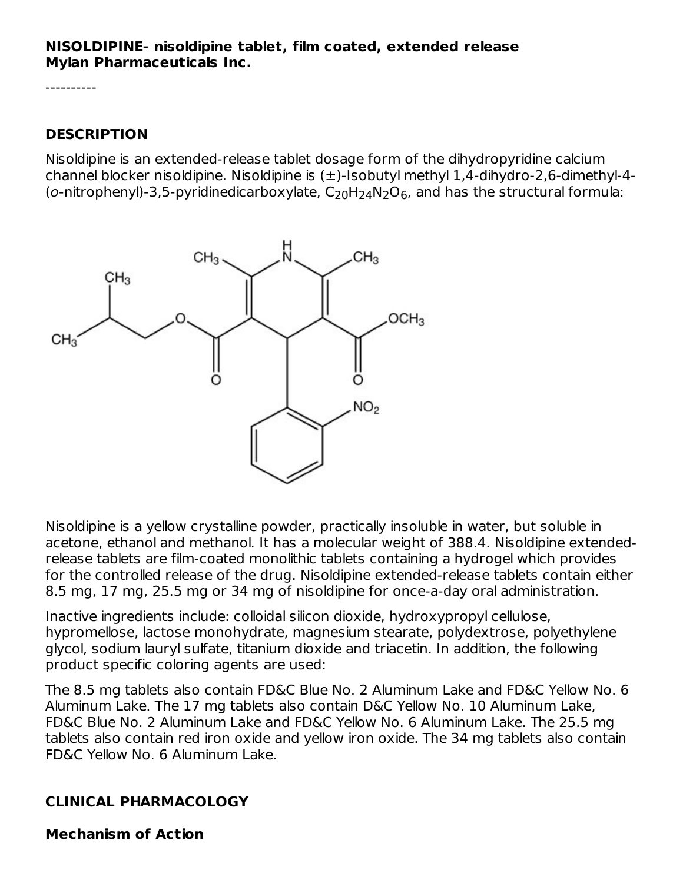**NISOLDIPINE- nisoldipine tablet, film coated, extended release**
**Mylan Pharmaceuticals Inc.**

----------

## DESCRIPTION

Nisoldipine is an extended-release tablet dosage form of the dihydropyridine calcium channel blocker nisoldipine. Nisoldipine is (±)-Isobutyl methyl 1,4-dihydro-2,6-dimethyl-4-(*o*-nitrophenyl)-3,5-pyridinedicarboxylate, $C_{20}H_{24}N_2O_6$, and has the structural formula:

Nisoldipine is a yellow crystalline powder, practically insoluble in water, but soluble in acetone, ethanol and methanol. It has a molecular weight of 388.4. Nisoldipine extended-release tablets are film-coated monolithic tablets containing a hydrogel which provides for the controlled release of the drug. Nisoldipine extended-release tablets contain either 8.5 mg, 17 mg, 25.5 mg or 34 mg of nisoldipine for once-a-day oral administration.

Inactive ingredients include: colloidal silicon dioxide, hydroxypropyl cellulose, hypromellose, lactose monohydrate, magnesium stearate, polydextrose, polyethylene glycol, sodium lauryl sulfate, titanium dioxide and triacetin. In addition, the following product specific coloring agents are used:

The 8.5 mg tablets also contain FD&C Blue No. 2 Aluminum Lake and FD&C Yellow No. 6 Aluminum Lake. The 17 mg tablets also contain D&C Yellow No. 10 Aluminum Lake, FD&C Blue No. 2 Aluminum Lake and FD&C Yellow No. 6 Aluminum Lake. The 25.5 mg tablets also contain red iron oxide and yellow iron oxide. The 34 mg tablets also contain FD&C Yellow No. 6 Aluminum Lake.

## CLINICAL PHARMACOLOGY

### Mechanism of Action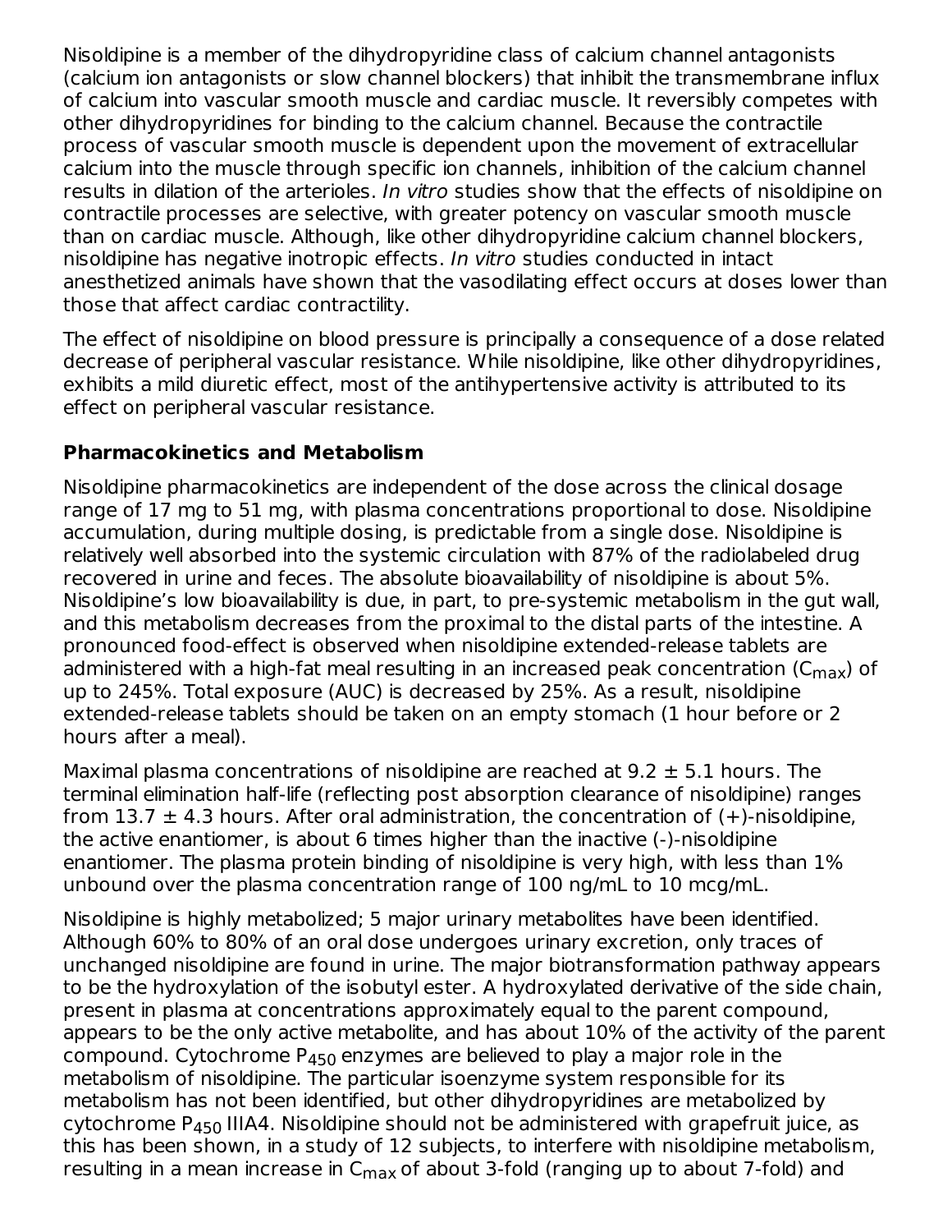Nisoldipine is a member of the dihydropyridine class of calcium channel antagonists (calcium ion antagonists or slow channel blockers) that inhibit the transmembrane influx of calcium into vascular smooth muscle and cardiac muscle. It reversibly competes with other dihydropyridines for binding to the calcium channel. Because the contractile process of vascular smooth muscle is dependent upon the movement of extracellular calcium into the muscle through specific ion channels, inhibition of the calcium channel results in dilation of the arterioles. *In vitro* studies show that the effects of nisoldipine on contractile processes are selective, with greater potency on vascular smooth muscle than on cardiac muscle. Although, like other dihydropyridine calcium channel blockers, nisoldipine has negative inotropic effects. *In vitro* studies conducted in intact anesthetized animals have shown that the vasodilating effect occurs at doses lower than those that affect cardiac contractility.

The effect of nisoldipine on blood pressure is principally a consequence of a dose related decrease of peripheral vascular resistance. While nisoldipine, like other dihydropyridines, exhibits a mild diuretic effect, most of the antihypertensive activity is attributed to its effect on peripheral vascular resistance.

## Pharmacokinetics and Metabolism

Nisoldipine pharmacokinetics are independent of the dose across the clinical dosage range of 17 mg to 51 mg, with plasma concentrations proportional to dose. Nisoldipine accumulation, during multiple dosing, is predictable from a single dose. Nisoldipine is relatively well absorbed into the systemic circulation with 87% of the radiolabeled drug recovered in urine and feces. The absolute bioavailability of nisoldipine is about 5%. Nisoldipine's low bioavailability is due, in part, to pre-systemic metabolism in the gut wall, and this metabolism decreases from the proximal to the distal parts of the intestine. A pronounced food-effect is observed when nisoldipine extended-release tablets are administered with a high-fat meal resulting in an increased peak concentration ($C_{max}$) of up to 245%. Total exposure (AUC) is decreased by 25%. As a result, nisoldipine extended-release tablets should be taken on an empty stomach (1 hour before or 2 hours after a meal).

Maximal plasma concentrations of nisoldipine are reached at 9.2 ± 5.1 hours. The terminal elimination half-life (reflecting post absorption clearance of nisoldipine) ranges from 13.7 ± 4.3 hours. After oral administration, the concentration of (+)-nisoldipine, the active enantiomer, is about 6 times higher than the inactive (-)-nisoldipine enantiomer. The plasma protein binding of nisoldipine is very high, with less than 1% unbound over the plasma concentration range of 100 ng/mL to 10 mcg/mL.

Nisoldipine is highly metabolized; 5 major urinary metabolites have been identified. Although 60% to 80% of an oral dose undergoes urinary excretion, only traces of unchanged nisoldipine are found in urine. The major biotransformation pathway appears to be the hydroxylation of the isobutyl ester. A hydroxylated derivative of the side chain, present in plasma at concentrations approximately equal to the parent compound, appears to be the only active metabolite, and has about 10% of the activity of the parent compound. Cytochrome $P_{450}$ enzymes are believed to play a major role in the metabolism of nisoldipine. The particular isoenzyme system responsible for its metabolism has not been identified, but other dihydropyridines are metabolized by cytochrome $P_{450}$ IIIA4. Nisoldipine should not be administered with grapefruit juice, as this has been shown, in a study of 12 subjects, to interfere with nisoldipine metabolism, resulting in a mean increase in $C_{max}$ of about 3-fold (ranging up to about 7-fold) and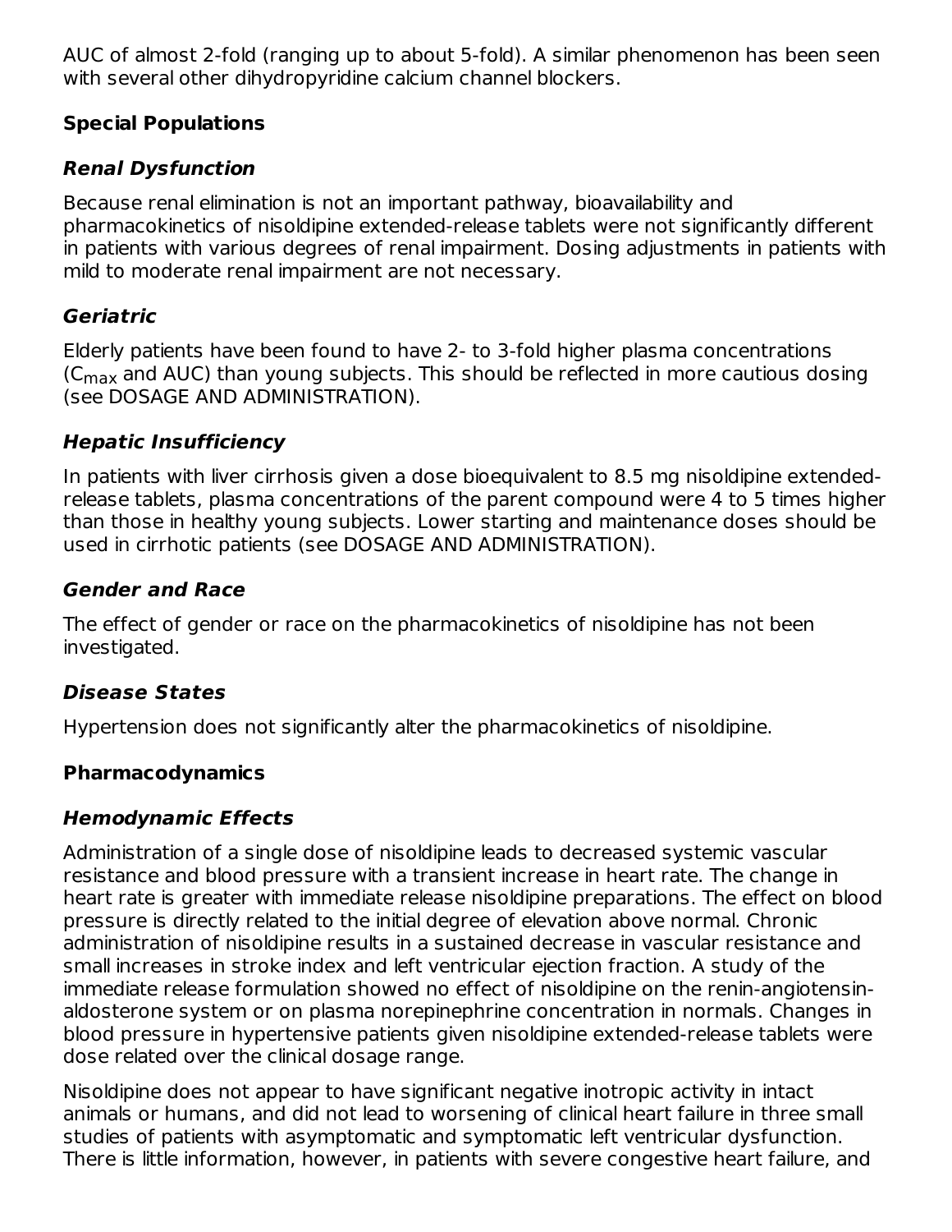AUC of almost 2-fold (ranging up to about 5-fold). A similar phenomenon has been seen with several other dihydropyridine calcium channel blockers.

### Special Populations

#### *Renal Dysfunction*

Because renal elimination is not an important pathway, bioavailability and pharmacokinetics of nisoldipine extended-release tablets were not significantly different in patients with various degrees of renal impairment. Dosing adjustments in patients with mild to moderate renal impairment are not necessary.

#### *Geriatric*

Elderly patients have been found to have 2- to 3-fold higher plasma concentrations ($C_{max}$ and AUC) than young subjects. This should be reflected in more cautious dosing (see DOSAGE AND ADMINISTRATION).

#### *Hepatic Insufficiency*

In patients with liver cirrhosis given a dose bioequivalent to 8.5 mg nisoldipine extended-release tablets, plasma concentrations of the parent compound were 4 to 5 times higher than those in healthy young subjects. Lower starting and maintenance doses should be used in cirrhotic patients (see DOSAGE AND ADMINISTRATION).

#### *Gender and Race*

The effect of gender or race on the pharmacokinetics of nisoldipine has not been investigated.

#### *Disease States*

Hypertension does not significantly alter the pharmacokinetics of nisoldipine.

### Pharmacodynamics

#### *Hemodynamic Effects*

Administration of a single dose of nisoldipine leads to decreased systemic vascular resistance and blood pressure with a transient increase in heart rate. The change in heart rate is greater with immediate release nisoldipine preparations. The effect on blood pressure is directly related to the initial degree of elevation above normal. Chronic administration of nisoldipine results in a sustained decrease in vascular resistance and small increases in stroke index and left ventricular ejection fraction. A study of the immediate release formulation showed no effect of nisoldipine on the renin-angiotensin-aldosterone system or on plasma norepinephrine concentration in normals. Changes in blood pressure in hypertensive patients given nisoldipine extended-release tablets were dose related over the clinical dosage range.

Nisoldipine does not appear to have significant negative inotropic activity in intact animals or humans, and did not lead to worsening of clinical heart failure in three small studies of patients with asymptomatic and symptomatic left ventricular dysfunction. There is little information, however, in patients with severe congestive heart failure, and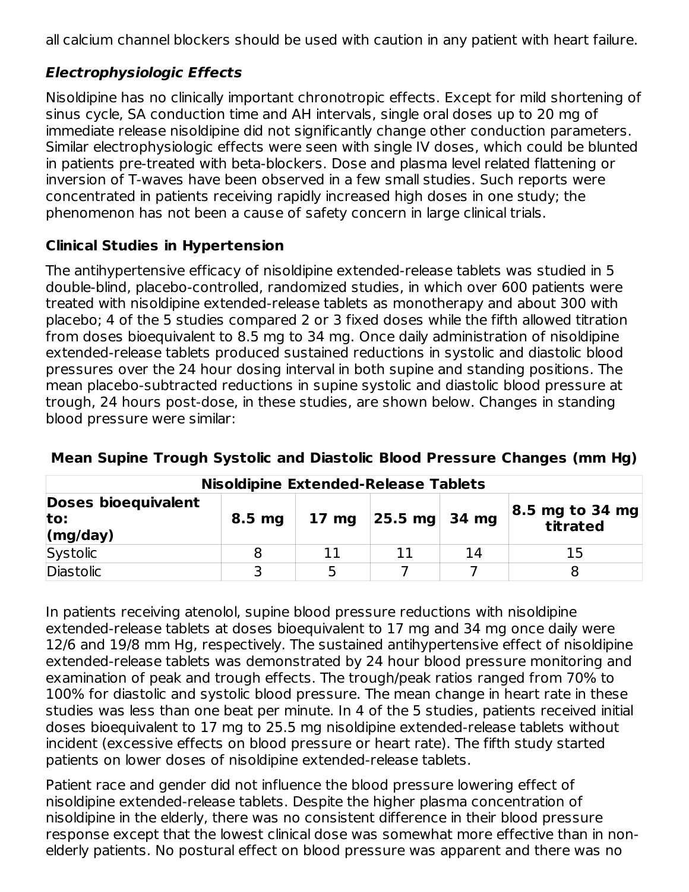all calcium channel blockers should be used with caution in any patient with heart failure.

### ***Electrophysiologic Effects***

Nisoldipine has no clinically important chronotropic effects. Except for mild shortening of sinus cycle, SA conduction time and AH intervals, single oral doses up to 20 mg of immediate release nisoldipine did not significantly change other conduction parameters. Similar electrophysiologic effects were seen with single IV doses, which could be blunted in patients pre-treated with beta-blockers. Dose and plasma level related flattening or inversion of T-waves have been observed in a few small studies. Such reports were concentrated in patients receiving rapidly increased high doses in one study; the phenomenon has not been a cause of safety concern in large clinical trials.

### **Clinical Studies in Hypertension**

The antihypertensive efficacy of nisoldipine extended-release tablets was studied in 5 double-blind, placebo-controlled, randomized studies, in which over 600 patients were treated with nisoldipine extended-release tablets as monotherapy and about 300 with placebo; 4 of the 5 studies compared 2 or 3 fixed doses while the fifth allowed titration from doses bioequivalent to 8.5 mg to 34 mg. Once daily administration of nisoldipine extended-release tablets produced sustained reductions in systolic and diastolic blood pressures over the 24 hour dosing interval in both supine and standing positions. The mean placebo-subtracted reductions in supine systolic and diastolic blood pressure at trough, 24 hours post-dose, in these studies, are shown below. Changes in standing blood pressure were similar:

**Mean Supine Trough Systolic and Diastolic Blood Pressure Changes (mm Hg)**

| **Nisoldipine Extended-Release Tablets** | | | | | |
|---|---|---|---|---|---|
| **Doses bioequivalent to: (mg/day)** | **8.5 mg** | **17 mg** | **25.5 mg** | **34 mg** | **8.5 mg to 34 mg titrated** |
| Systolic | 8 | 11 | 11 | 14 | 15 |
| Diastolic | 3 | 5 | 7 | 7 | 8 |

In patients receiving atenolol, supine blood pressure reductions with nisoldipine extended-release tablets at doses bioequivalent to 17 mg and 34 mg once daily were 12/6 and 19/8 mm Hg, respectively. The sustained antihypertensive effect of nisoldipine extended-release tablets was demonstrated by 24 hour blood pressure monitoring and examination of peak and trough effects. The trough/peak ratios ranged from 70% to 100% for diastolic and systolic blood pressure. The mean change in heart rate in these studies was less than one beat per minute. In 4 of the 5 studies, patients received initial doses bioequivalent to 17 mg to 25.5 mg nisoldipine extended-release tablets without incident (excessive effects on blood pressure or heart rate). The fifth study started patients on lower doses of nisoldipine extended-release tablets.

Patient race and gender did not influence the blood pressure lowering effect of nisoldipine extended-release tablets. Despite the higher plasma concentration of nisoldipine in the elderly, there was no consistent difference in their blood pressure response except that the lowest clinical dose was somewhat more effective than in non-elderly patients. No postural effect on blood pressure was apparent and there was no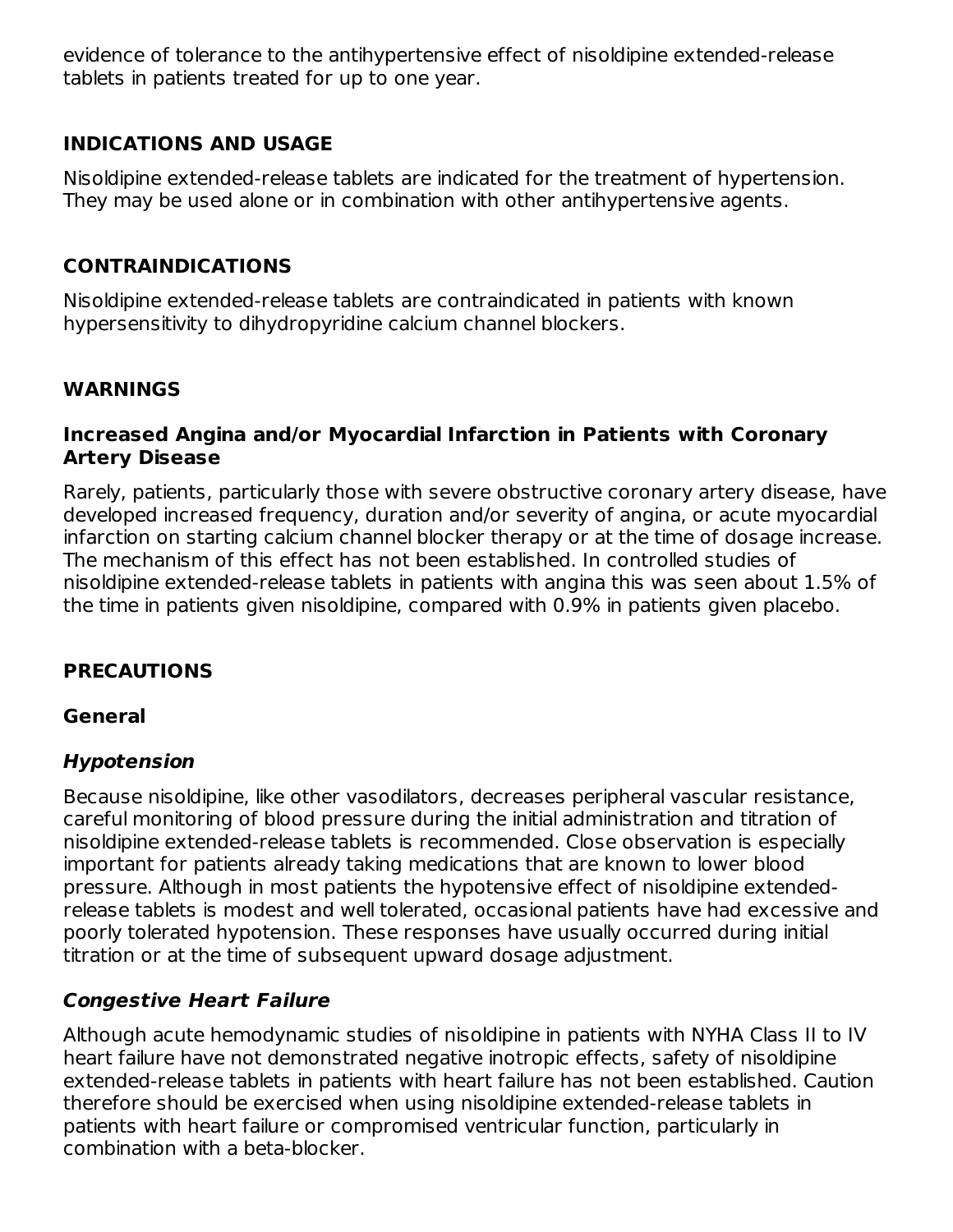evidence of tolerance to the antihypertensive effect of nisoldipine extended-release tablets in patients treated for up to one year.

## INDICATIONS AND USAGE

Nisoldipine extended-release tablets are indicated for the treatment of hypertension. They may be used alone or in combination with other antihypertensive agents.

## CONTRAINDICATIONS

Nisoldipine extended-release tablets are contraindicated in patients with known hypersensitivity to dihydropyridine calcium channel blockers.

## WARNINGS

### Increased Angina and/or Myocardial Infarction in Patients with Coronary Artery Disease

Rarely, patients, particularly those with severe obstructive coronary artery disease, have developed increased frequency, duration and/or severity of angina, or acute myocardial infarction on starting calcium channel blocker therapy or at the time of dosage increase. The mechanism of this effect has not been established. In controlled studies of nisoldipine extended-release tablets in patients with angina this was seen about 1.5% of the time in patients given nisoldipine, compared with 0.9% in patients given placebo.

## PRECAUTIONS

### General

#### *Hypotension*

Because nisoldipine, like other vasodilators, decreases peripheral vascular resistance, careful monitoring of blood pressure during the initial administration and titration of nisoldipine extended-release tablets is recommended. Close observation is especially important for patients already taking medications that are known to lower blood pressure. Although in most patients the hypotensive effect of nisoldipine extended-release tablets is modest and well tolerated, occasional patients have had excessive and poorly tolerated hypotension. These responses have usually occurred during initial titration or at the time of subsequent upward dosage adjustment.

#### *Congestive Heart Failure*

Although acute hemodynamic studies of nisoldipine in patients with NYHA Class II to IV heart failure have not demonstrated negative inotropic effects, safety of nisoldipine extended-release tablets in patients with heart failure has not been established. Caution therefore should be exercised when using nisoldipine extended-release tablets in patients with heart failure or compromised ventricular function, particularly in combination with a beta-blocker.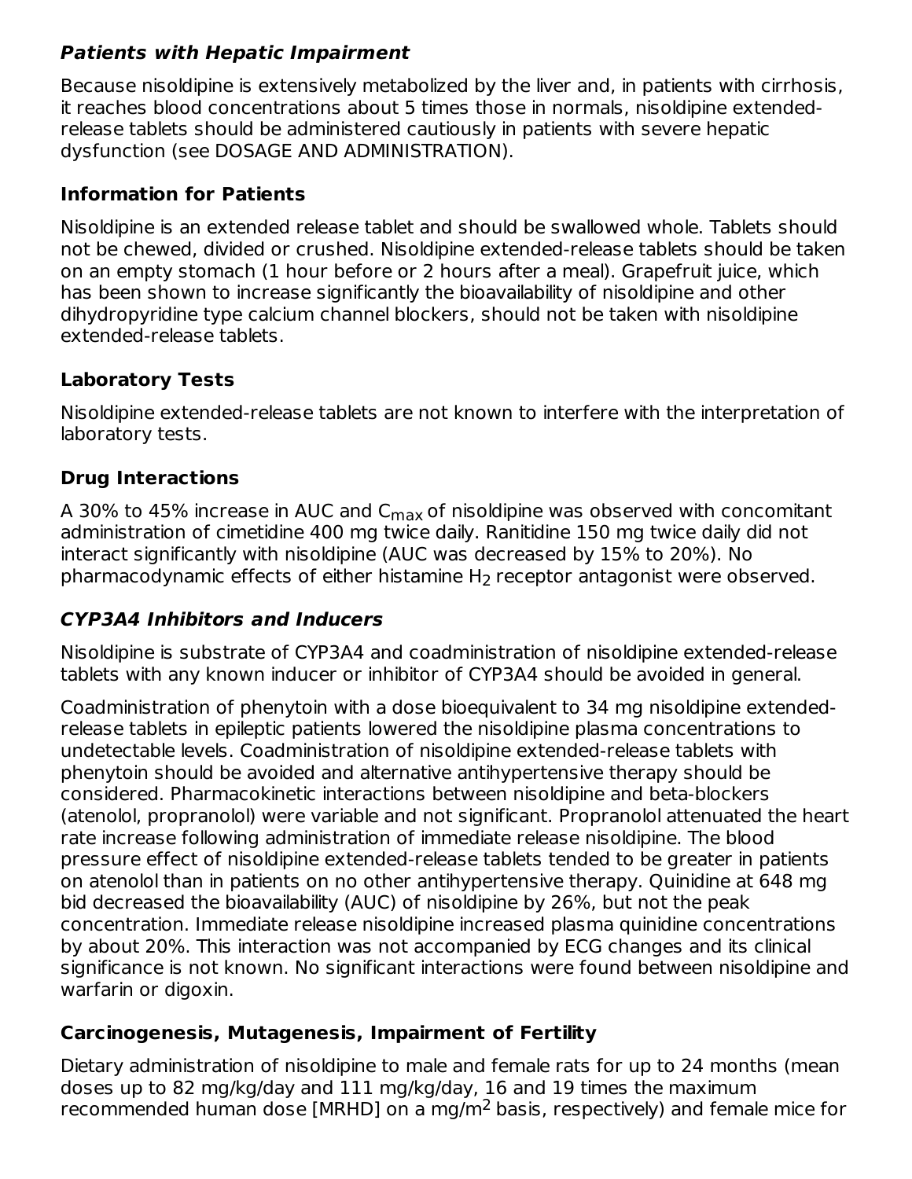### ***Patients with Hepatic Impairment***

Because nisoldipine is extensively metabolized by the liver and, in patients with cirrhosis, it reaches blood concentrations about 5 times those in normals, nisoldipine extended-release tablets should be administered cautiously in patients with severe hepatic dysfunction (see DOSAGE AND ADMINISTRATION).

### **Information for Patients**

Nisoldipine is an extended release tablet and should be swallowed whole. Tablets should not be chewed, divided or crushed. Nisoldipine extended-release tablets should be taken on an empty stomach (1 hour before or 2 hours after a meal). Grapefruit juice, which has been shown to increase significantly the bioavailability of nisoldipine and other dihydropyridine type calcium channel blockers, should not be taken with nisoldipine extended-release tablets.

### **Laboratory Tests**

Nisoldipine extended-release tablets are not known to interfere with the interpretation of laboratory tests.

### **Drug Interactions**

A 30% to 45% increase in AUC and $C_{max}$ of nisoldipine was observed with concomitant administration of cimetidine 400 mg twice daily. Ranitidine 150 mg twice daily did not interact significantly with nisoldipine (AUC was decreased by 15% to 20%). No pharmacodynamic effects of either histamine $H_2$ receptor antagonist were observed.

### ***CYP3A4 Inhibitors and Inducers***

Nisoldipine is substrate of CYP3A4 and coadministration of nisoldipine extended-release tablets with any known inducer or inhibitor of CYP3A4 should be avoided in general.

Coadministration of phenytoin with a dose bioequivalent to 34 mg nisoldipine extended-release tablets in epileptic patients lowered the nisoldipine plasma concentrations to undetectable levels. Coadministration of nisoldipine extended-release tablets with phenytoin should be avoided and alternative antihypertensive therapy should be considered. Pharmacokinetic interactions between nisoldipine and beta-blockers (atenolol, propranolol) were variable and not significant. Propranolol attenuated the heart rate increase following administration of immediate release nisoldipine. The blood pressure effect of nisoldipine extended-release tablets tended to be greater in patients on atenolol than in patients on no other antihypertensive therapy. Quinidine at 648 mg bid decreased the bioavailability (AUC) of nisoldipine by 26%, but not the peak concentration. Immediate release nisoldipine increased plasma quinidine concentrations by about 20%. This interaction was not accompanied by ECG changes and its clinical significance is not known. No significant interactions were found between nisoldipine and warfarin or digoxin.

### **Carcinogenesis, Mutagenesis, Impairment of Fertility**

Dietary administration of nisoldipine to male and female rats for up to 24 months (mean doses up to 82 mg/kg/day and 111 mg/kg/day, 16 and 19 times the maximum recommended human dose [MRHD] on a mg/$m^2$ basis, respectively) and female mice for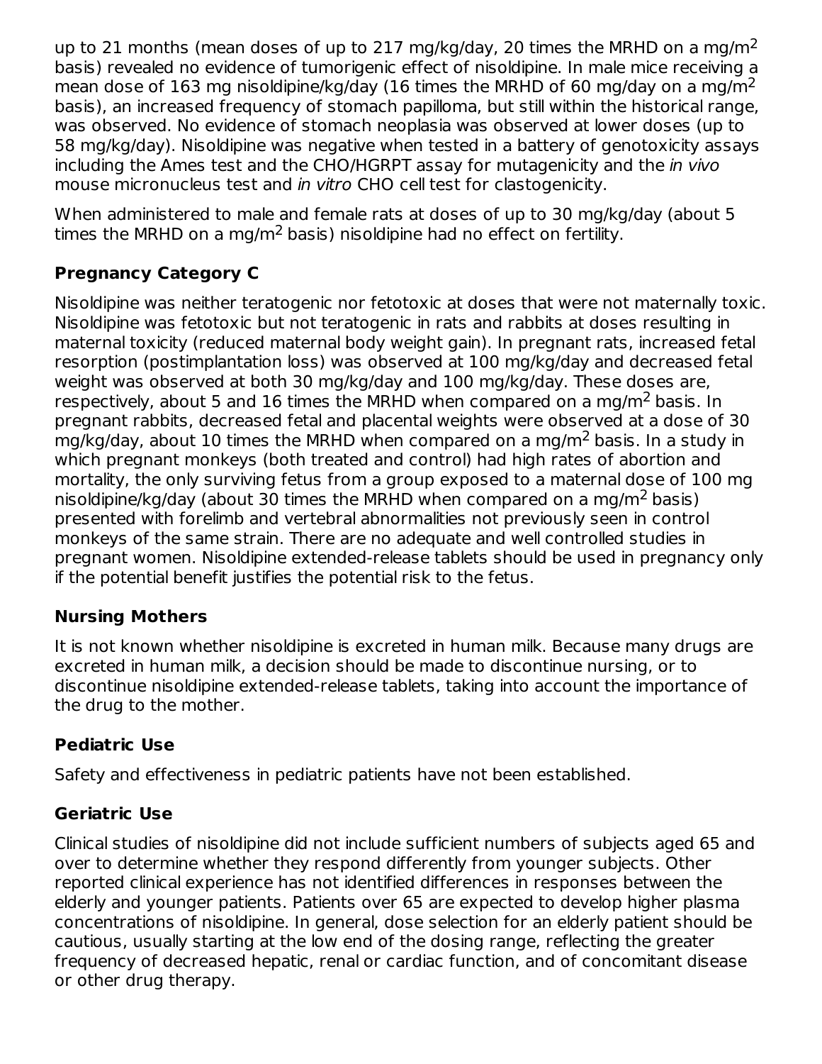up to 21 months (mean doses of up to 217 mg/kg/day, 20 times the MRHD on a $mg/m^2$ basis) revealed no evidence of tumorigenic effect of nisoldipine. In male mice receiving a mean dose of 163 mg nisoldipine/kg/day (16 times the MRHD of 60 mg/day on a $mg/m^2$ basis), an increased frequency of stomach papilloma, but still within the historical range, was observed. No evidence of stomach neoplasia was observed at lower doses (up to 58 mg/kg/day). Nisoldipine was negative when tested in a battery of genotoxicity assays including the Ames test and the CHO/HGRPT assay for mutagenicity and the *in vivo* mouse micronucleus test and *in vitro* CHO cell test for clastogenicity.

When administered to male and female rats at doses of up to 30 mg/kg/day (about 5 times the MRHD on a $mg/m^2$ basis) nisoldipine had no effect on fertility.

## Pregnancy Category C

Nisoldipine was neither teratogenic nor fetotoxic at doses that were not maternally toxic. Nisoldipine was fetotoxic but not teratogenic in rats and rabbits at doses resulting in maternal toxicity (reduced maternal body weight gain). In pregnant rats, increased fetal resorption (postimplantation loss) was observed at 100 mg/kg/day and decreased fetal weight was observed at both 30 mg/kg/day and 100 mg/kg/day. These doses are, respectively, about 5 and 16 times the MRHD when compared on a $mg/m^2$ basis. In pregnant rabbits, decreased fetal and placental weights were observed at a dose of 30 mg/kg/day, about 10 times the MRHD when compared on a $mg/m^2$ basis. In a study in which pregnant monkeys (both treated and control) had high rates of abortion and mortality, the only surviving fetus from a group exposed to a maternal dose of 100 mg nisoldipine/kg/day (about 30 times the MRHD when compared on a $mg/m^2$ basis) presented with forelimb and vertebral abnormalities not previously seen in control monkeys of the same strain. There are no adequate and well controlled studies in pregnant women. Nisoldipine extended-release tablets should be used in pregnancy only if the potential benefit justifies the potential risk to the fetus.

## Nursing Mothers

It is not known whether nisoldipine is excreted in human milk. Because many drugs are excreted in human milk, a decision should be made to discontinue nursing, or to discontinue nisoldipine extended-release tablets, taking into account the importance of the drug to the mother.

## Pediatric Use

Safety and effectiveness in pediatric patients have not been established.

## Geriatric Use

Clinical studies of nisoldipine did not include sufficient numbers of subjects aged 65 and over to determine whether they respond differently from younger subjects. Other reported clinical experience has not identified differences in responses between the elderly and younger patients. Patients over 65 are expected to develop higher plasma concentrations of nisoldipine. In general, dose selection for an elderly patient should be cautious, usually starting at the low end of the dosing range, reflecting the greater frequency of decreased hepatic, renal or cardiac function, and of concomitant disease or other drug therapy.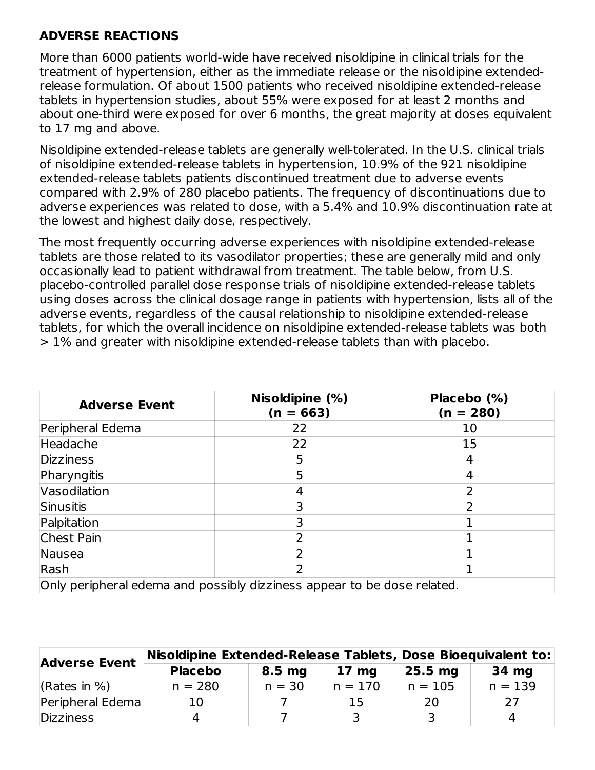## ADVERSE REACTIONS

More than 6000 patients world-wide have received nisoldipine in clinical trials for the treatment of hypertension, either as the immediate release or the nisoldipine extended-release formulation. Of about 1500 patients who received nisoldipine extended-release tablets in hypertension studies, about 55% were exposed for at least 2 months and about one-third were exposed for over 6 months, the great majority at doses equivalent to 17 mg and above.

Nisoldipine extended-release tablets are generally well-tolerated. In the U.S. clinical trials of nisoldipine extended-release tablets in hypertension, 10.9% of the 921 nisoldipine extended-release tablets patients discontinued treatment due to adverse events compared with 2.9% of 280 placebo patients. The frequency of discontinuations due to adverse experiences was related to dose, with a 5.4% and 10.9% discontinuation rate at the lowest and highest daily dose, respectively.

The most frequently occurring adverse experiences with nisoldipine extended-release tablets are those related to its vasodilator properties; these are generally mild and only occasionally lead to patient withdrawal from treatment. The table below, from U.S. placebo-controlled parallel dose response trials of nisoldipine extended-release tablets using doses across the clinical dosage range in patients with hypertension, lists all of the adverse events, regardless of the causal relationship to nisoldipine extended-release tablets, for which the overall incidence on nisoldipine extended-release tablets was both > 1% and greater with nisoldipine extended-release tablets than with placebo.

| Adverse Event | Nisoldipine (%) (n = 663) | Placebo (%) (n = 280) |
|---|---|---|
| Peripheral Edema | 22 | 10 |
| Headache | 22 | 15 |
| Dizziness | 5 | 4 |
| Pharyngitis | 5 | 4 |
| Vasodilation | 4 | 2 |
| Sinusitis | 3 | 2 |
| Palpitation | 3 | 1 |
| Chest Pain | 2 | 1 |
| Nausea | 2 | 1 |
| Rash | 2 | 1 |
| Only peripheral edema and possibly dizziness appear to be dose related. | | |

| Adverse Event | Nisoldipine Extended-Release Tablets, Dose Bioequivalent to: | | | | |
|---|---|---|---|---|---|
| | Placebo | 8.5 mg | 17 mg | 25.5 mg | 34 mg |
| (Rates in %) | n = 280 | n = 30 | n = 170 | n = 105 | n = 139 |
| Peripheral Edema | 10 | 7 | 15 | 20 | 27 |
| Dizziness | 4 | 7 | 3 | 3 | 4 |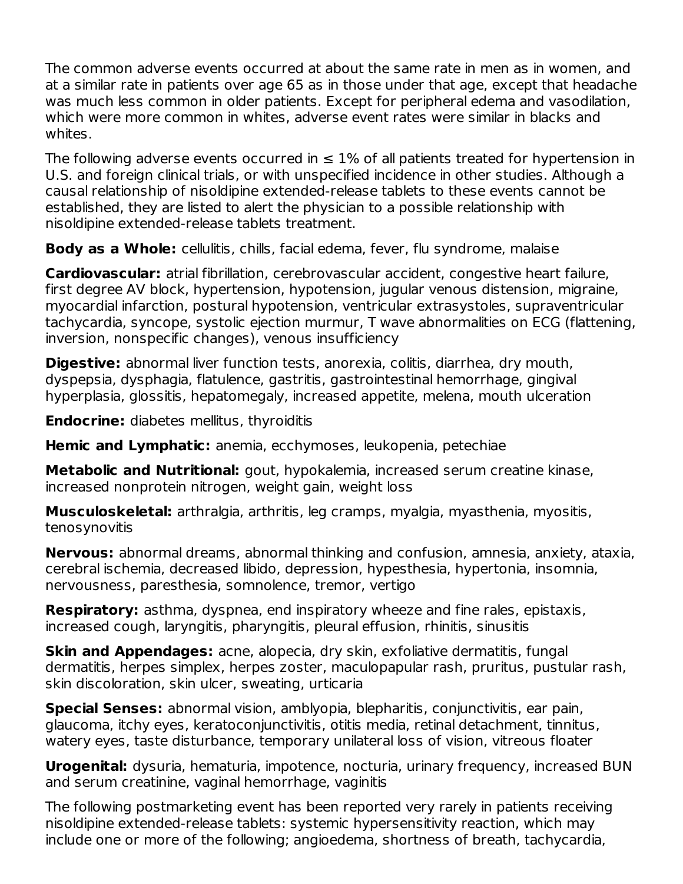The common adverse events occurred at about the same rate in men as in women, and at a similar rate in patients over age 65 as in those under that age, except that headache was much less common in older patients. Except for peripheral edema and vasodilation, which were more common in whites, adverse event rates were similar in blacks and whites.

The following adverse events occurred in ≤ 1% of all patients treated for hypertension in U.S. and foreign clinical trials, or with unspecified incidence in other studies. Although a causal relationship of nisoldipine extended-release tablets to these events cannot be established, they are listed to alert the physician to a possible relationship with nisoldipine extended-release tablets treatment.

**Body as a Whole:** cellulitis, chills, facial edema, fever, flu syndrome, malaise

**Cardiovascular:** atrial fibrillation, cerebrovascular accident, congestive heart failure, first degree AV block, hypertension, hypotension, jugular venous distension, migraine, myocardial infarction, postural hypotension, ventricular extrasystoles, supraventricular tachycardia, syncope, systolic ejection murmur, T wave abnormalities on ECG (flattening, inversion, nonspecific changes), venous insufficiency

**Digestive:** abnormal liver function tests, anorexia, colitis, diarrhea, dry mouth, dyspepsia, dysphagia, flatulence, gastritis, gastrointestinal hemorrhage, gingival hyperplasia, glossitis, hepatomegaly, increased appetite, melena, mouth ulceration

**Endocrine:** diabetes mellitus, thyroiditis

**Hemic and Lymphatic:** anemia, ecchymoses, leukopenia, petechiae

**Metabolic and Nutritional:** gout, hypokalemia, increased serum creatine kinase, increased nonprotein nitrogen, weight gain, weight loss

**Musculoskeletal:** arthralgia, arthritis, leg cramps, myalgia, myasthenia, myositis, tenosynovitis

**Nervous:** abnormal dreams, abnormal thinking and confusion, amnesia, anxiety, ataxia, cerebral ischemia, decreased libido, depression, hypesthesia, hypertonia, insomnia, nervousness, paresthesia, somnolence, tremor, vertigo

**Respiratory:** asthma, dyspnea, end inspiratory wheeze and fine rales, epistaxis, increased cough, laryngitis, pharyngitis, pleural effusion, rhinitis, sinusitis

**Skin and Appendages:** acne, alopecia, dry skin, exfoliative dermatitis, fungal dermatitis, herpes simplex, herpes zoster, maculopapular rash, pruritus, pustular rash, skin discoloration, skin ulcer, sweating, urticaria

**Special Senses:** abnormal vision, amblyopia, blepharitis, conjunctivitis, ear pain, glaucoma, itchy eyes, keratoconjunctivitis, otitis media, retinal detachment, tinnitus, watery eyes, taste disturbance, temporary unilateral loss of vision, vitreous floater

**Urogenital:** dysuria, hematuria, impotence, nocturia, urinary frequency, increased BUN and serum creatinine, vaginal hemorrhage, vaginitis

The following postmarketing event has been reported very rarely in patients receiving nisoldipine extended-release tablets: systemic hypersensitivity reaction, which may include one or more of the following; angioedema, shortness of breath, tachycardia,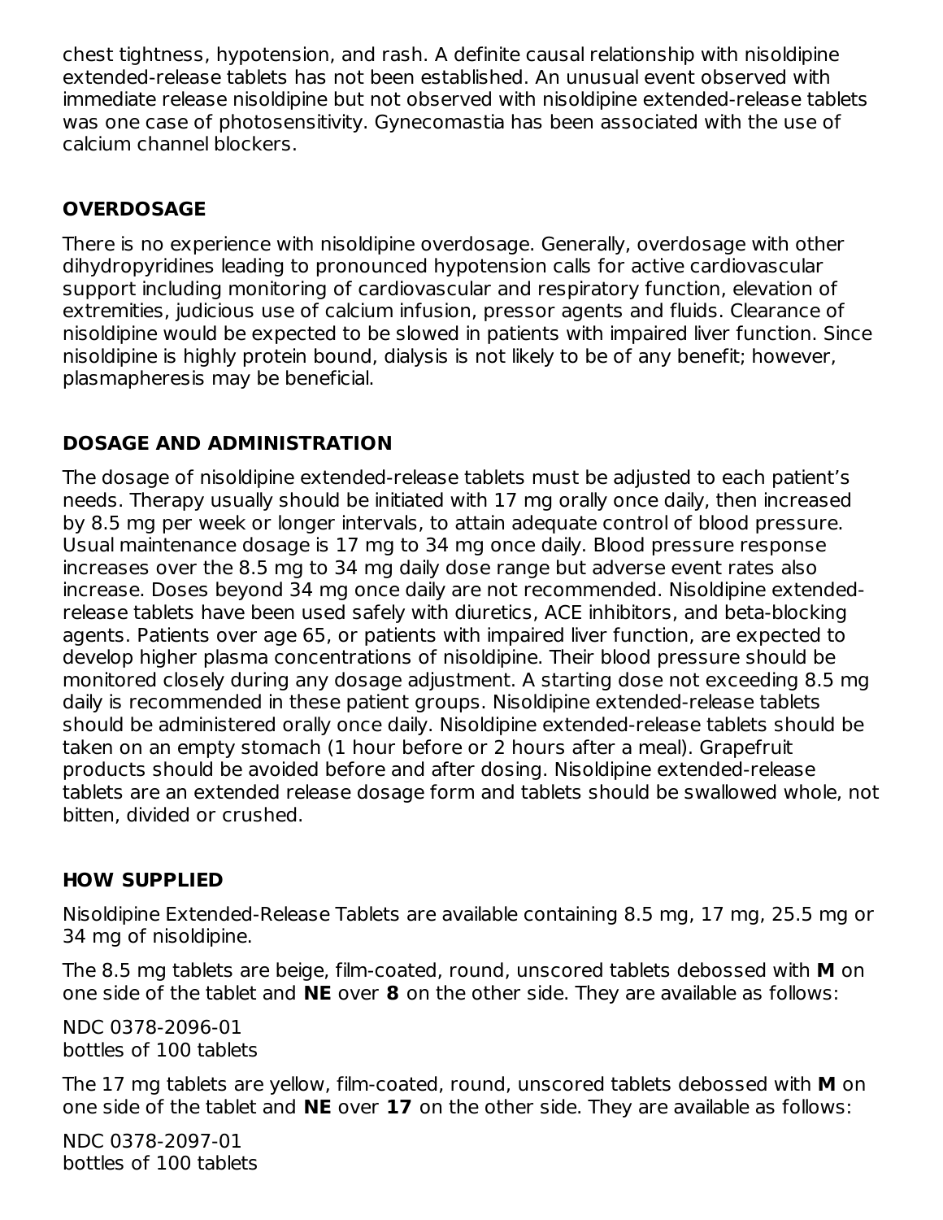chest tightness, hypotension, and rash. A definite causal relationship with nisoldipine extended-release tablets has not been established. An unusual event observed with immediate release nisoldipine but not observed with nisoldipine extended-release tablets was one case of photosensitivity. Gynecomastia has been associated with the use of calcium channel blockers.

## OVERDOSAGE

There is no experience with nisoldipine overdosage. Generally, overdosage with other dihydropyridines leading to pronounced hypotension calls for active cardiovascular support including monitoring of cardiovascular and respiratory function, elevation of extremities, judicious use of calcium infusion, pressor agents and fluids. Clearance of nisoldipine would be expected to be slowed in patients with impaired liver function. Since nisoldipine is highly protein bound, dialysis is not likely to be of any benefit; however, plasmapheresis may be beneficial.

## DOSAGE AND ADMINISTRATION

The dosage of nisoldipine extended-release tablets must be adjusted to each patient's needs. Therapy usually should be initiated with 17 mg orally once daily, then increased by 8.5 mg per week or longer intervals, to attain adequate control of blood pressure. Usual maintenance dosage is 17 mg to 34 mg once daily. Blood pressure response increases over the 8.5 mg to 34 mg daily dose range but adverse event rates also increase. Doses beyond 34 mg once daily are not recommended. Nisoldipine extended-release tablets have been used safely with diuretics, ACE inhibitors, and beta-blocking agents. Patients over age 65, or patients with impaired liver function, are expected to develop higher plasma concentrations of nisoldipine. Their blood pressure should be monitored closely during any dosage adjustment. A starting dose not exceeding 8.5 mg daily is recommended in these patient groups. Nisoldipine extended-release tablets should be administered orally once daily. Nisoldipine extended-release tablets should be taken on an empty stomach (1 hour before or 2 hours after a meal). Grapefruit products should be avoided before and after dosing. Nisoldipine extended-release tablets are an extended release dosage form and tablets should be swallowed whole, not bitten, divided or crushed.

## HOW SUPPLIED

Nisoldipine Extended-Release Tablets are available containing 8.5 mg, 17 mg, 25.5 mg or 34 mg of nisoldipine.

The 8.5 mg tablets are beige, film-coated, round, unscored tablets debossed with **M** on one side of the tablet and **NE** over **8** on the other side. They are available as follows:

NDC 0378-2096-01
bottles of 100 tablets

The 17 mg tablets are yellow, film-coated, round, unscored tablets debossed with **M** on one side of the tablet and **NE** over **17** on the other side. They are available as follows:

NDC 0378-2097-01
bottles of 100 tablets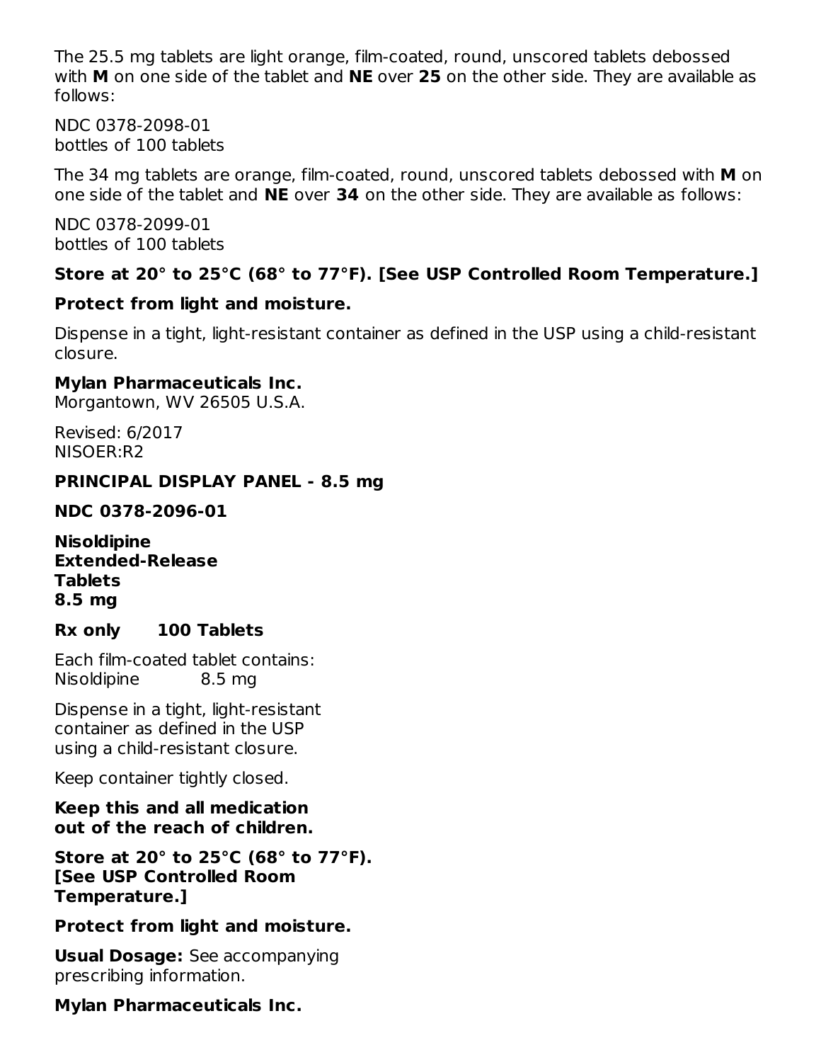The 25.5 mg tablets are light orange, film-coated, round, unscored tablets debossed with **M** on one side of the tablet and **NE** over **25** on the other side. They are available as follows:

NDC 0378-2098-01
bottles of 100 tablets

The 34 mg tablets are orange, film-coated, round, unscored tablets debossed with **M** on one side of the tablet and **NE** over **34** on the other side. They are available as follows:

NDC 0378-2099-01
bottles of 100 tablets

**Store at 20° to 25°C (68° to 77°F). [See USP Controlled Room Temperature.]**

**Protect from light and moisture.**

Dispense in a tight, light-resistant container as defined in the USP using a child-resistant closure.

**Mylan Pharmaceuticals Inc.**
Morgantown, WV 26505 U.S.A.

Revised: 6/2017
NISOER:R2

**PRINCIPAL DISPLAY PANEL - 8.5 mg**

**NDC 0378-2096-01**

**Nisoldipine
Extended-Release
Tablets
8.5 mg**

**Rx only  100 Tablets**

Each film-coated tablet contains:
Nisoldipine  8.5 mg

Dispense in a tight, light-resistant container as defined in the USP using a child-resistant closure.

Keep container tightly closed.

**Keep this and all medication out of the reach of children.**

**Store at 20° to 25°C (68° to 77°F). [See USP Controlled Room Temperature.]**

**Protect from light and moisture.**

**Usual Dosage:** See accompanying prescribing information.

**Mylan Pharmaceuticals Inc.**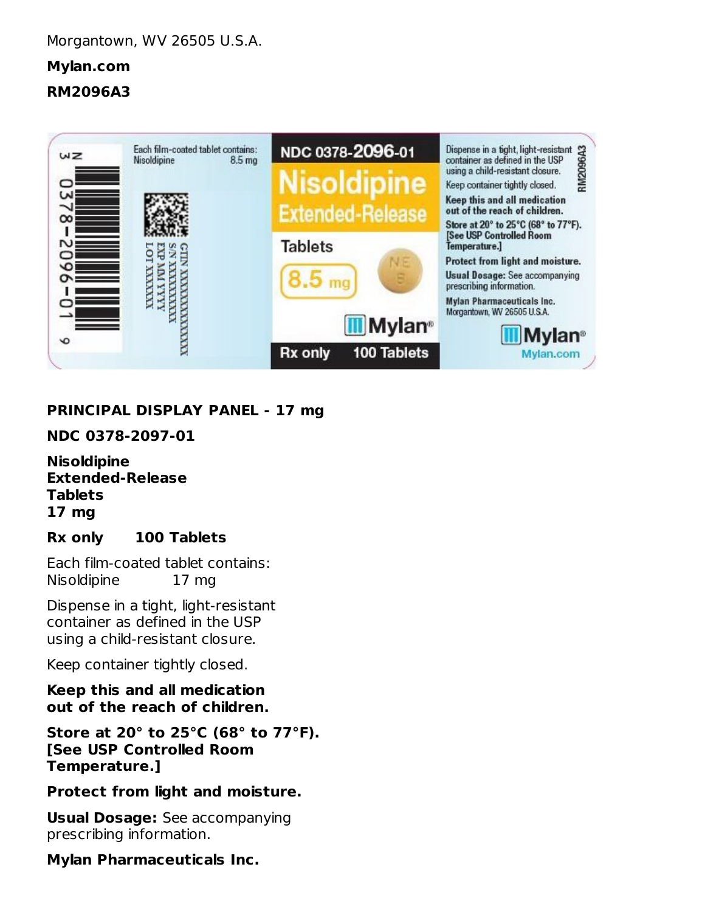Morgantown, WV 26505 U.S.A.

**Mylan.com**

**RM2096A3**

**PRINCIPAL DISPLAY PANEL - 17 mg**

**NDC 0378-2097-01**

**Nisoldipine Extended-Release Tablets 17 mg**

**Rx only      100 Tablets**

Each film-coated tablet contains:
Nisoldipine            17 mg

Dispense in a tight, light-resistant container as defined in the USP using a child-resistant closure.

Keep container tightly closed.

**Keep this and all medication out of the reach of children.**

**Store at 20° to 25°C (68° to 77°F). [See USP Controlled Room Temperature.]**

**Protect from light and moisture.**

**Usual Dosage:** See accompanying prescribing information.

**Mylan Pharmaceuticals Inc.**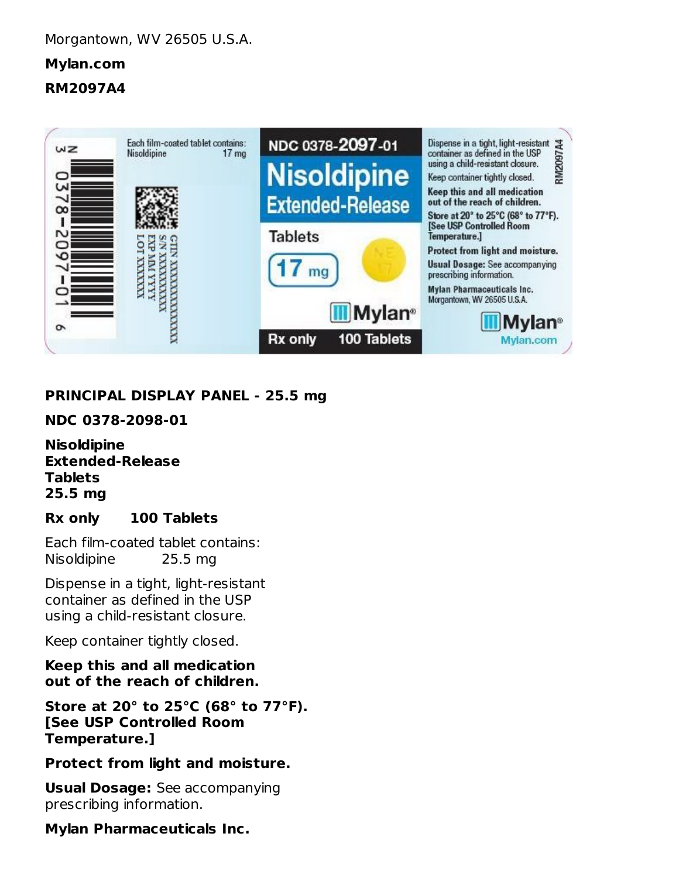Morgantown, WV 26505 U.S.A.

**Mylan.com**

**RM2097A4**

**PRINCIPAL DISPLAY PANEL - 25.5 mg**

**NDC 0378-2098-01**

**Nisoldipine**
**Extended-Release**
**Tablets**
**25.5 mg**

**Rx only     100 Tablets**

Each film-coated tablet contains:
Nisoldipine     25.5 mg

Dispense in a tight, light-resistant container as defined in the USP using a child-resistant closure.

Keep container tightly closed.

**Keep this and all medication out of the reach of children.**

**Store at 20° to 25°C (68° to 77°F). [See USP Controlled Room Temperature.]**

**Protect from light and moisture.**

**Usual Dosage:** See accompanying prescribing information.

**Mylan Pharmaceuticals Inc.**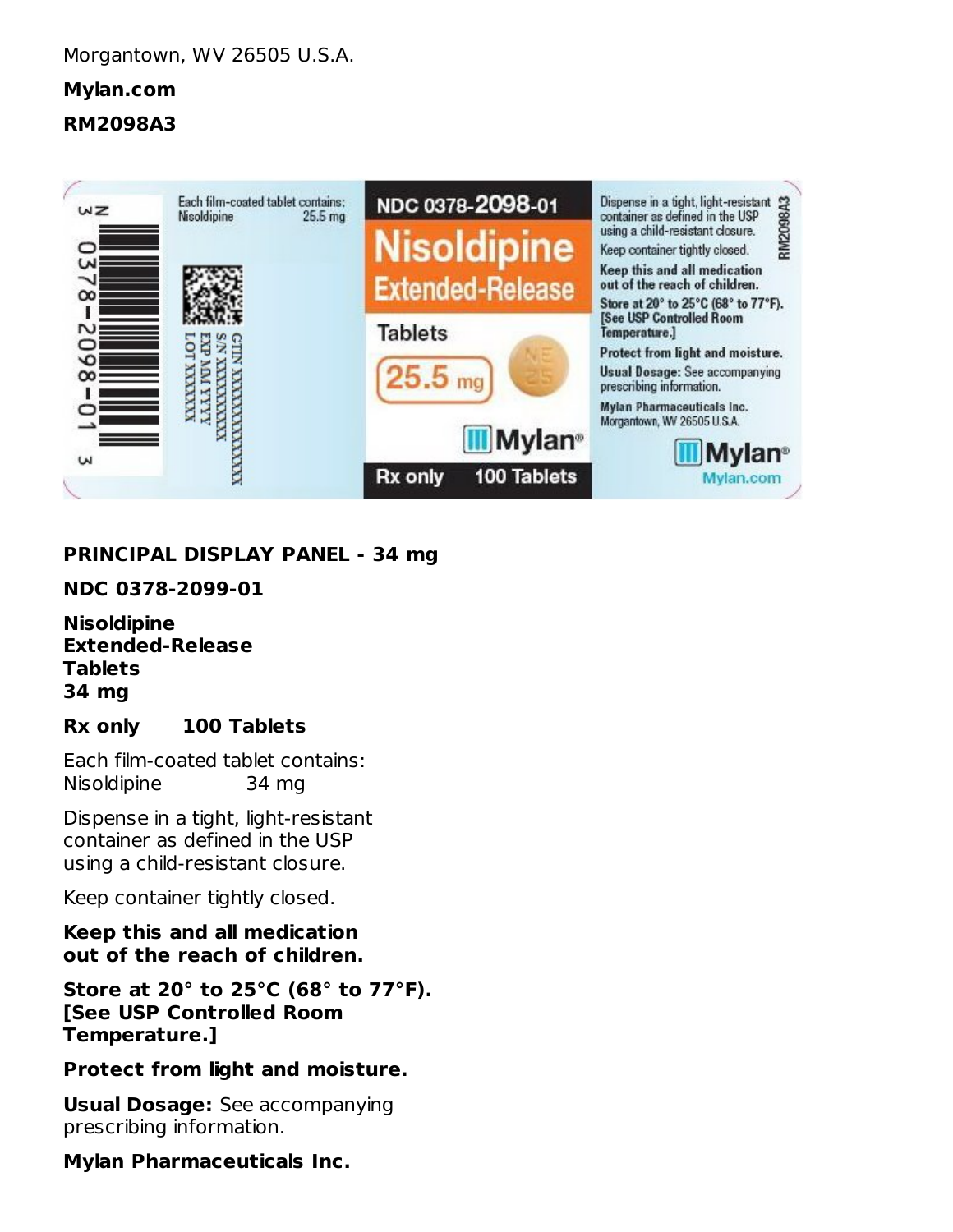Morgantown, WV 26505 U.S.A.

**Mylan.com**

**RM2098A3**

**PRINCIPAL DISPLAY PANEL - 34 mg**

**NDC 0378-2099-01**

**Nisoldipine Extended-Release Tablets 34 mg**

**Rx only 100 Tablets**

Each film-coated tablet contains:
Nisoldipine 34 mg

Dispense in a tight, light-resistant container as defined in the USP using a child-resistant closure.

Keep container tightly closed.

**Keep this and all medication out of the reach of children.**

**Store at 20° to 25°C (68° to 77°F). [See USP Controlled Room Temperature.]**

**Protect from light and moisture.**

**Usual Dosage:** See accompanying prescribing information.

**Mylan Pharmaceuticals Inc.**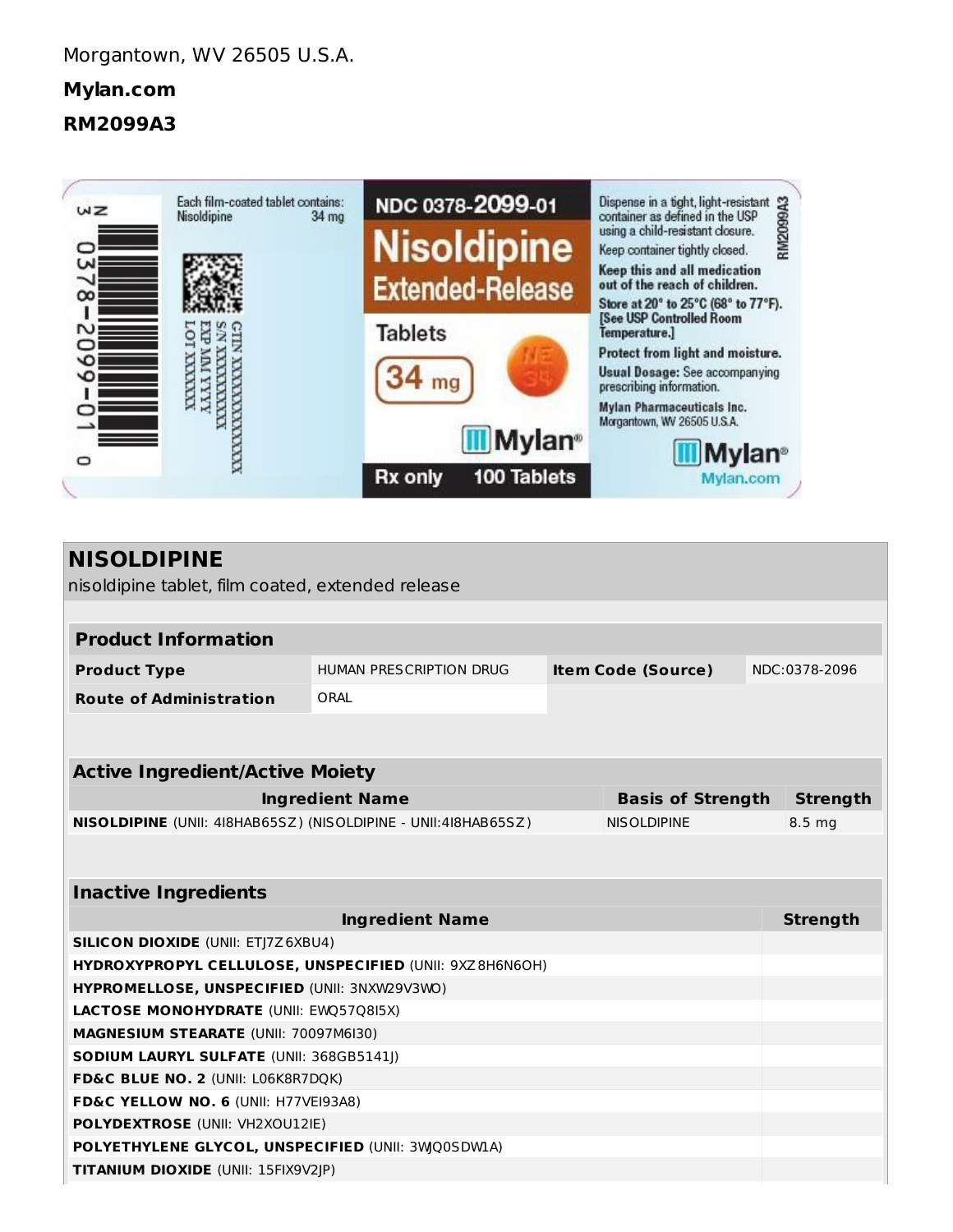Morgantown, WV 26505 U.S.A.

**Mylan.com**

**RM2099A3**

Each film-coated tablet contains:
Nisoldipine 34 mg

NDC 0378-2099-01

**Nisoldipine Extended-Release Tablets**

**34 mg**

Mylan®

Rx only 100 Tablets

GTIN XXXXXXXXXXXXXX
S/N XXXXXXXXXX
EXP MM/YYYY
LOT XXXXXXX

Dispense in a tight, light-resistant container as defined in the USP using a child-resistant closure.

Keep container tightly closed.

**Keep this and all medication out of the reach of children.**

**Store at 20° to 25°C (68° to 77°F). [See USP Controlled Room Temperature.]**

**Protect from light and moisture.**

**Usual Dosage:** See accompanying prescribing information.

Mylan Pharmaceuticals Inc.
Morgantown, WV 26505 U.S.A.

RM2099A3

Mylan®
Mylan.com

# NISOLDIPINE

nisoldipine tablet, film coated, extended release

| **Product Information** | | | |
|---|---|---|---|
| **Product Type** | HUMAN PRESCRIPTION DRUG | **Item Code (Source)** | NDC:0378-2096 |
| **Route of Administration** | ORAL | | |

| **Active Ingredient/Active Moiety** | | |
|---|---|---|
| **Ingredient Name** | **Basis of Strength** | **Strength** |
| **NISOLDIPINE** (UNII: 4I8HAB65SZ) (NISOLDIPINE - UNII:4I8HAB65SZ) | NISOLDIPINE | 8.5 mg |

| **Inactive Ingredients** | |
|---|---|
| **Ingredient Name** | **Strength** |
| **SILICON DIOXIDE** (UNII: ETJ7Z6XBU4) | |
| **HYDROXYPROPYL CELLULOSE, UNSPECIFIED** (UNII: 9XZ8H6N6OH) | |
| **HYPROMELLOSE, UNSPECIFIED** (UNII: 3NXW29V3WO) | |
| **LACTOSE MONOHYDRATE** (UNII: EWQ57Q8I5X) | |
| **MAGNESIUM STEARATE** (UNII: 70097M6I30) | |
| **SODIUM LAURYL SULFATE** (UNII: 368GB5141J) | |
| **FD&C BLUE NO. 2** (UNII: L06K8R7DQK) | |
| **FD&C YELLOW NO. 6** (UNII: H77VEI93A8) | |
| **POLYDEXTROSE** (UNII: VH2XOU12IE) | |
| **POLYETHYLENE GLYCOL, UNSPECIFIED** (UNII: 3WJQ0SDW1A) | |
| **TITANIUM DIOXIDE** (UNII: 15FIX9V2JP) | |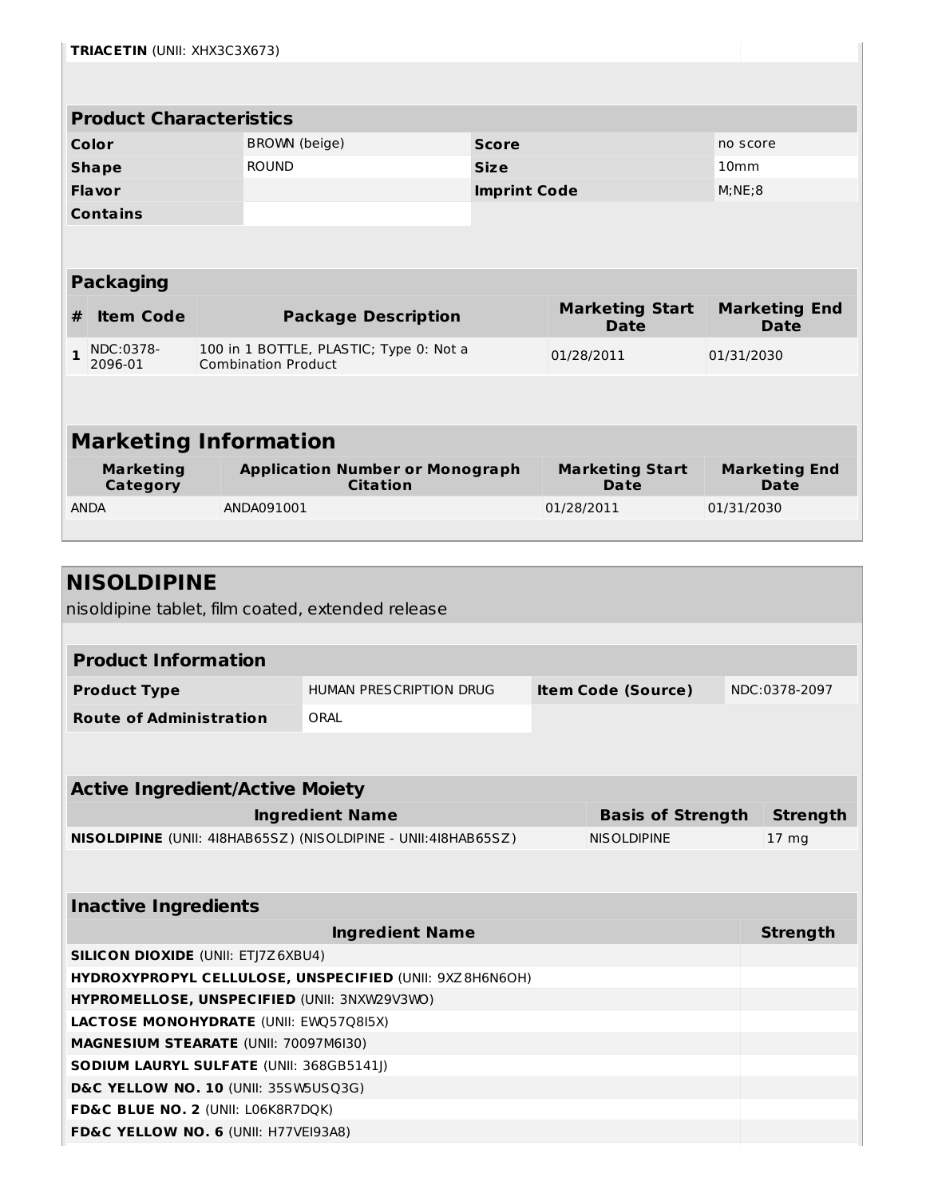| | |
|---|---|
| **TRIACETIN** (UNII: XHX3C3X673) | |

## Product Characteristics

| | | | |
|---|---|---|---|
| **Color** | BROWN (beige) | **Score** | no score |
| **Shape** | ROUND | **Size** | 10mm |
| **Flavor** | | **Imprint Code** | M;NE;8 |
| **Contains** | | | |

## Packaging

| # | Item Code | Package Description | Marketing Start Date | Marketing End Date |
|---|---|---|---|---|
| 1 | NDC:0378-2096-01 | 100 in 1 BOTTLE, PLASTIC; Type 0: Not a Combination Product | 01/28/2011 | 01/31/2030 |

## Marketing Information

| Marketing Category | Application Number or Monograph Citation | Marketing Start Date | Marketing End Date |
|---|---|---|---|
| ANDA | ANDA091001 | 01/28/2011 | 01/31/2030 |

# NISOLDIPINE

nisoldipine tablet, film coated, extended release

## Product Information

| | | | |
|---|---|---|---|
| **Product Type** | HUMAN PRESCRIPTION DRUG | **Item Code (Source)** | NDC:0378-2097 |
| **Route of Administration** | ORAL | | |

## Active Ingredient/Active Moiety

| Ingredient Name | Basis of Strength | Strength |
|---|---|---|
| **NISOLDIPINE** (UNII: 4I8HAB65SZ) (NISOLDIPINE - UNII:4I8HAB65SZ) | NISOLDIPINE | 17 mg |

## Inactive Ingredients

| Ingredient Name | Strength |
|---|---|
| **SILICON DIOXIDE** (UNII: ETJ7Z6XBU4) | |
| **HYDROXYPROPYL CELLULOSE, UNSPECIFIED** (UNII: 9XZ8H6N6OH) | |
| **HYPROMELLOSE, UNSPECIFIED** (UNII: 3NXW29V3WO) | |
| **LACTOSE MONOHYDRATE** (UNII: EWQ57Q8I5X) | |
| **MAGNESIUM STEARATE** (UNII: 70097M6I30) | |
| **SODIUM LAURYL SULFATE** (UNII: 368GB5141J) | |
| **D&C YELLOW NO. 10** (UNII: 35SW5USQ3G) | |
| **FD&C BLUE NO. 2** (UNII: L06K8R7DQK) | |
| **FD&C YELLOW NO. 6** (UNII: H77VEI93A8) | |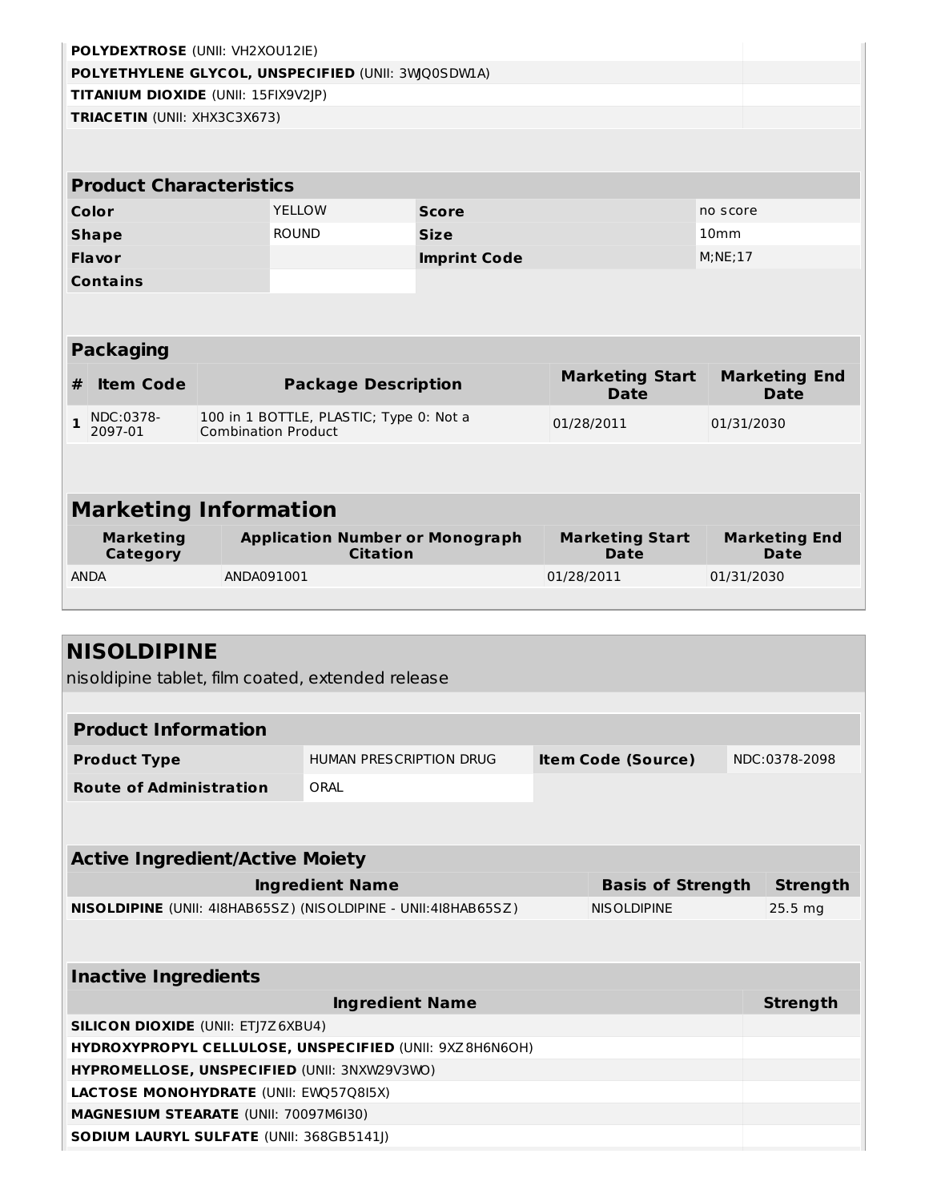| | |
|---|---|
| **POLYDEXTROSE** (UNII: VH2XOU12IE) | |
| **POLYETHYLENE GLYCOL, UNSPECIFIED** (UNII: 3WJQ0SDW1A) | |
| **TITANIUM DIOXIDE** (UNII: 15FIX9V2JP) | |
| **TRIACETIN** (UNII: XHX3C3X673) | |

### Product Characteristics

| | | | |
|---|---|---|---|
| **Color** | YELLOW | **Score** | no score |
| **Shape** | ROUND | **Size** | 10mm |
| **Flavor** | | **Imprint Code** | M;NE;17 |
| **Contains** | | | |

### Packaging

| # | Item Code | Package Description | Marketing Start Date | Marketing End Date |
|---|---|---|---|---|
| 1 | NDC:0378-2097-01 | 100 in 1 BOTTLE, PLASTIC; Type 0: Not a Combination Product | 01/28/2011 | 01/31/2030 |

### Marketing Information

| Marketing Category | Application Number or Monograph Citation | Marketing Start Date | Marketing End Date |
|---|---|---|---|
| ANDA | ANDA091001 | 01/28/2011 | 01/31/2030 |

## NISOLDIPINE

nisoldipine tablet, film coated, extended release

### Product Information

| | | | |
|---|---|---|---|
| **Product Type** | HUMAN PRESCRIPTION DRUG | **Item Code (Source)** | NDC:0378-2098 |
| **Route of Administration** | ORAL | | |

### Active Ingredient/Active Moiety

| Ingredient Name | Basis of Strength | Strength |
|---|---|---|
| **NISOLDIPINE** (UNII: 4I8HAB65SZ) (NISOLDIPINE - UNII:4I8HAB65SZ) | NISOLDIPINE | 25.5 mg |

### Inactive Ingredients

| Ingredient Name | Strength |
|---|---|
| **SILICON DIOXIDE** (UNII: ETJ7Z6XBU4) | |
| **HYDROXYPROPYL CELLULOSE, UNSPECIFIED** (UNII: 9XZ8H6N6OH) | |
| **HYPROMELLOSE, UNSPECIFIED** (UNII: 3NXW29V3WO) | |
| **LACTOSE MONOHYDRATE** (UNII: EWQ57Q8I5X) | |
| **MAGNESIUM STEARATE** (UNII: 70097M6I30) | |
| **SODIUM LAURYL SULFATE** (UNII: 368GB5141J) | |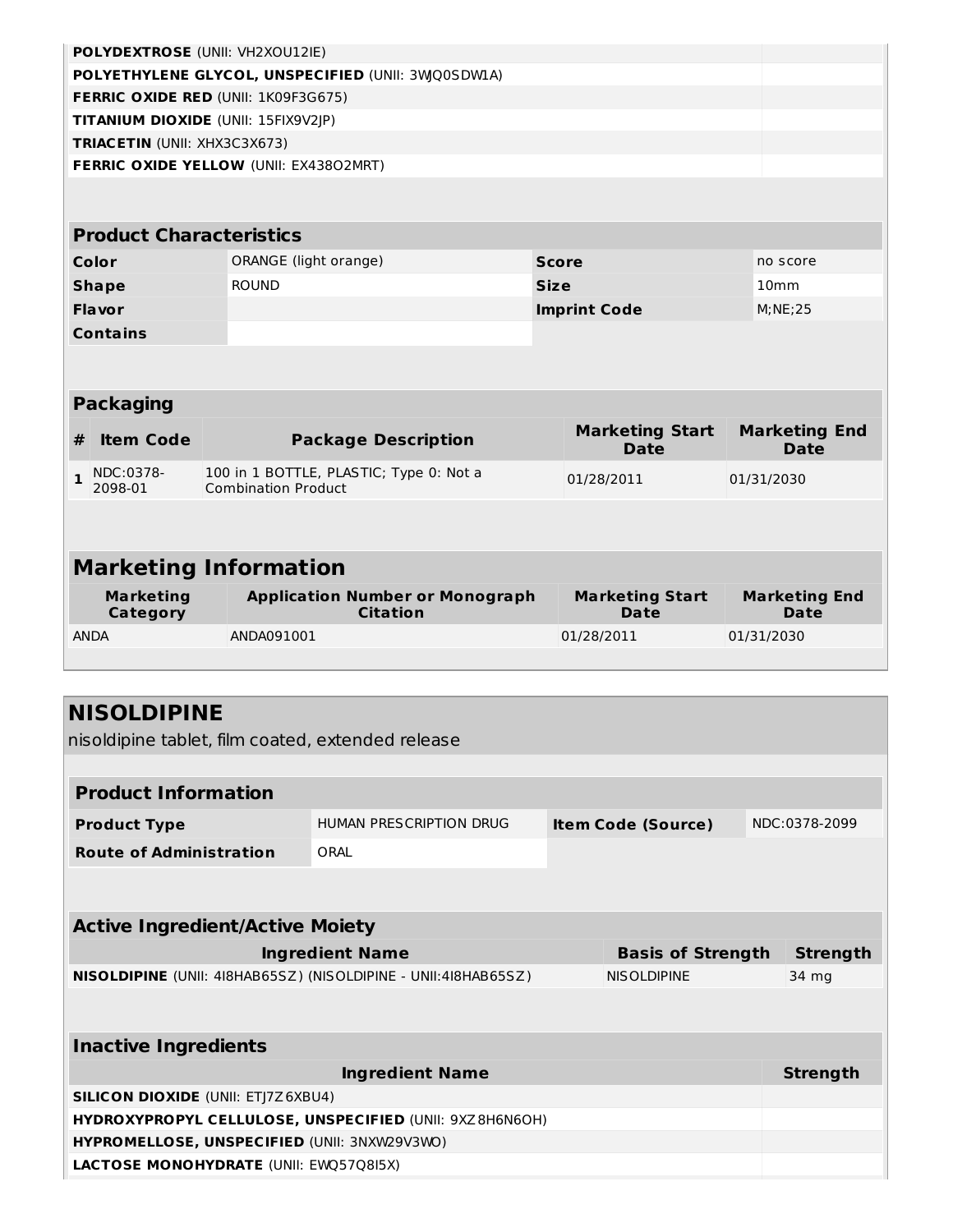| | |
|---|---|
| **POLYDEXTROSE** (UNII: VH2XOU12IE) | |
| **POLYETHYLENE GLYCOL, UNSPECIFIED** (UNII: 3WJQ0SDW1A) | |
| **FERRIC OXIDE RED** (UNII: 1K09F3G675) | |
| **TITANIUM DIOXIDE** (UNII: 15FIX9V2JP) | |
| **TRIACETIN** (UNII: XHX3C3X673) | |
| **FERRIC OXIDE YELLOW** (UNII: EX438O2MRT) | |

| Product Characteristics | | | |
|---|---|---|---|
| **Color** | ORANGE (light orange) | **Score** | no score |
| **Shape** | ROUND | **Size** | 10mm |
| **Flavor** | | **Imprint Code** | M;NE;25 |
| **Contains** | | | |

**Packaging**

| # | Item Code | Package Description | Marketing Start Date | Marketing End Date |
|---|---|---|---|---|
| 1 | NDC:0378-2098-01 | 100 in 1 BOTTLE, PLASTIC; Type 0: Not a Combination Product | 01/28/2011 | 01/31/2030 |

**Marketing Information**

| Marketing Category | Application Number or Monograph Citation | Marketing Start Date | Marketing End Date |
|---|---|---|---|
| ANDA | ANDA091001 | 01/28/2011 | 01/31/2030 |

## NISOLDIPINE

nisoldipine tablet, film coated, extended release

| Product Information | | | |
|---|---|---|---|
| **Product Type** | HUMAN PRESCRIPTION DRUG | **Item Code (Source)** | NDC:0378-2099 |
| **Route of Administration** | ORAL | | |

**Active Ingredient/Active Moiety**

| Ingredient Name | Basis of Strength | Strength |
|---|---|---|
| **NISOLDIPINE** (UNII: 4I8HAB65SZ) (NISOLDIPINE - UNII:4I8HAB65SZ) | NISOLDIPINE | 34 mg |

**Inactive Ingredients**

| Ingredient Name | Strength |
|---|---|
| **SILICON DIOXIDE** (UNII: ETJ7Z6XBU4) | |
| **HYDROXYPROPYL CELLULOSE, UNSPECIFIED** (UNII: 9XZ8H6N6OH) | |
| **HYPROMELLOSE, UNSPECIFIED** (UNII: 3NXW29V3WO) | |
| **LACTOSE MONOHYDRATE** (UNII: EWQ57Q8I5X) | |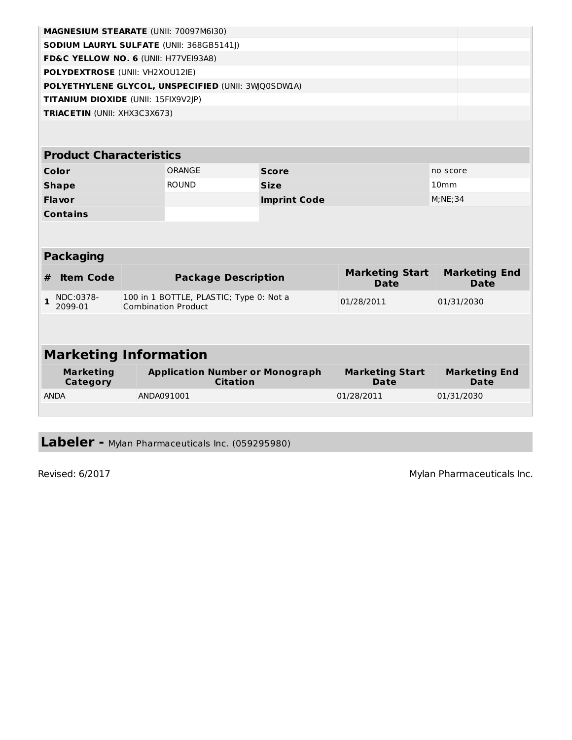| | |
|---|---|
| **MAGNESIUM STEARATE** (UNII: 70097M6I30) | |
| **SODIUM LAURYL SULFATE** (UNII: 368GB5141J) | |
| **FD&C YELLOW NO. 6** (UNII: H77VEI93A8) | |
| **POLYDEXTROSE** (UNII: VH2XOU12IE) | |
| **POLYETHYLENE GLYCOL, UNSPECIFIED** (UNII: 3WJQ0SDW1A) | |
| **TITANIUM DIOXIDE** (UNII: 15FIX9V2JP) | |
| **TRIACETIN** (UNII: XHX3C3X673) | |

| Product Characteristics | | | |
|---|---|---|---|
| **Color** | ORANGE | **Score** | no score |
| **Shape** | ROUND | **Size** | 10mm |
| **Flavor** | | **Imprint Code** | M;NE;34 |
| **Contains** | | | |

| Packaging | | | | |
|---|---|---|---|---|
| **#** | **Item Code** | **Package Description** | **Marketing Start Date** | **Marketing End Date** |
| **1** | NDC:0378-2099-01 | 100 in 1 BOTTLE, PLASTIC; Type 0: Not a Combination Product | 01/28/2011 | 01/31/2030 |

| Marketing Information | | | |
|---|---|---|---|
| **Marketing Category** | **Application Number or Monograph Citation** | **Marketing Start Date** | **Marketing End Date** |
| ANDA | ANDA091001 | 01/28/2011 | 01/31/2030 |

## Labeler - Mylan Pharmaceuticals Inc. (059295980)

Revised: 6/2017

Mylan Pharmaceuticals Inc.